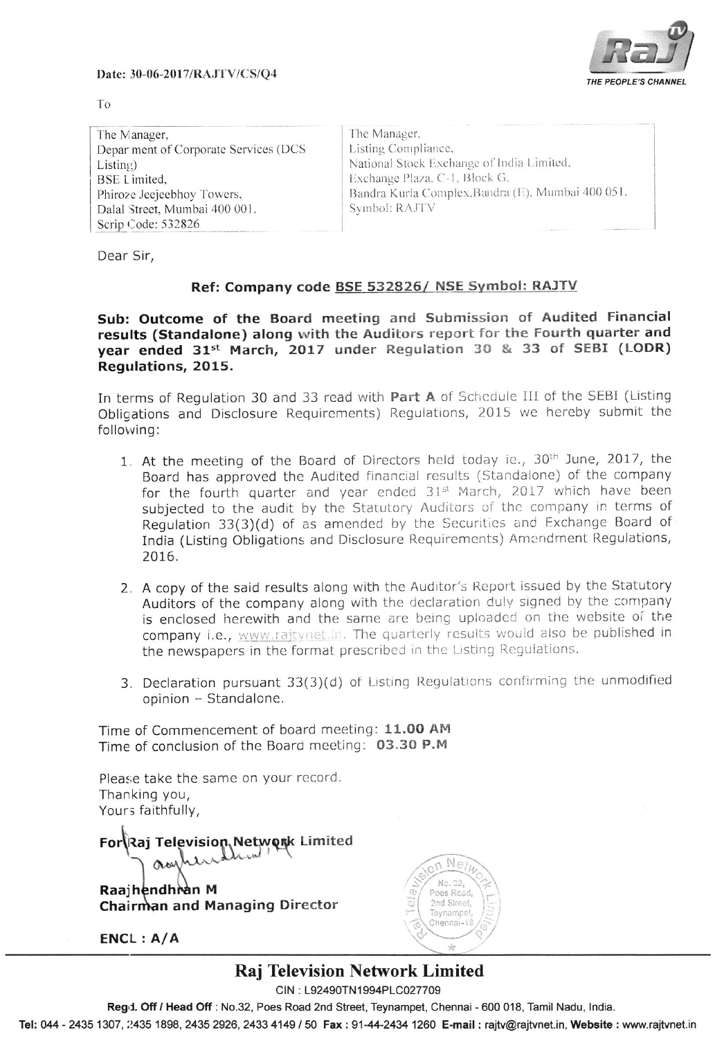Date: 30-06-2017/RAJTV/CS/Q4

THE PEOPLE'S CHANNEL

To

| The Manager, Department of Corporate Services (DCS Listing) BSE Limited, Phiroze Jeejeebhoy Towers, Dalal Street, Mumbai 400 001. Scrip Code: 532826 | The Manager, Listing Compliance, National Stock Exchange of India Limited, Exchange Plaza, C-1, Block G, Bandra Kurla Complex, Bandra (E), Mumbai 400 051. Symbol: RAJTV |
|---|---|

Dear Sir,

**Ref: Company code BSE 532826/ NSE Symbol: RAJTV**

**Sub: Outcome of the Board meeting and Submission of Audited Financial results (Standalone) along with the Auditors report for the Fourth quarter and year ended 31st March, 2017 under Regulation 30 & 33 of SEBI (LODR) Regulations, 2015.**

In terms of Regulation 30 and 33 read with **Part A** of Schedule III of the SEBI (Listing Obligations and Disclosure Requirements) Regulations, 2015 we hereby submit the following:

1. At the meeting of the Board of Directors held today ie., 30th June, 2017, the Board has approved the Audited financial results (Standalone) of the company for the fourth quarter and year ended 31st March, 2017 which have been subjected to the audit by the Statutory Auditors of the company in terms of Regulation 33(3)(d) of as amended by the Securities and Exchange Board of India (Listing Obligations and Disclosure Requirements) Amendment Regulations, 2016.

2. A copy of the said results along with the Auditor's Report issued by the Statutory Auditors of the company along with the declaration duly signed by the company is enclosed herewith and the same are being uploaded on the website of the company i.e., www.rajtvnet.in. The quarterly results would also be published in the newspapers in the format prescribed in the Listing Regulations.

3. Declaration pursuant 33(3)(d) of Listing Regulations confirming the unmodified opinion – Standalone.

Time of Commencement of board meeting: **11.00 AM**
Time of conclusion of the Board meeting: **03.30 P.M**

Please take the same on your record.
Thanking you,
Yours faithfully,

**For Raj Television Network Limited**

**Raajhendhran M**
**Chairman and Managing Director**

**ENCL : A/A**

## Raj Television Network Limited

CIN : L92490TN1994PLC027709

**Regd. Off / Head Off** : No.32, Poes Road 2nd Street, Teynampet, Chennai - 600 018, Tamil Nadu, India.

**Tel:** 044 - 2435 1307, 2435 1898, 2435 2926, 2433 4149 / 50 **Fax :** 91-44-2434 1260 **E-mail :** rajtv@rajtvnet.in, **Website :** www.rajtvnet.in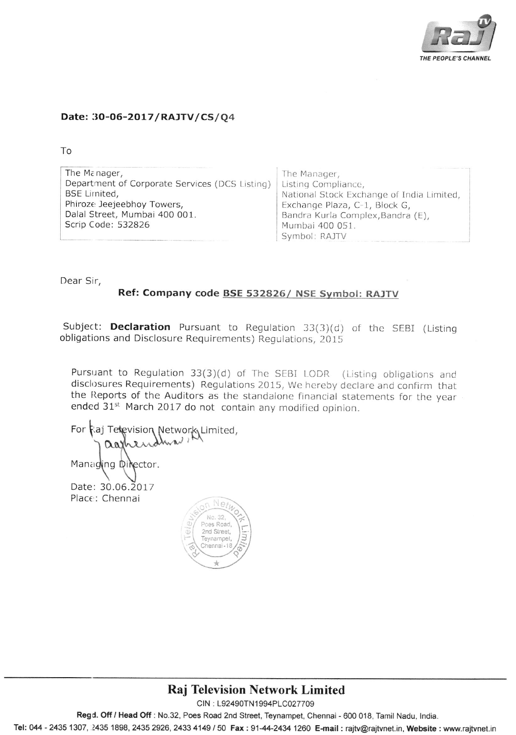**Date: 30-06-2017/RAJTV/CS/Q4**

To

| | |
|---|---|
| The Manager,<br>Department of Corporate Services (DCS Listing)<br>BSE Limited,<br>Phiroze Jeejeebhoy Towers,<br>Dalal Street, Mumbai 400 001.<br>Scrip Code: 532826 | The Manager,<br>Listing Compliance,<br>National Stock Exchange of India Limited,<br>Exchange Plaza, C-1, Block G,<br>Bandra Kurla Complex,Bandra (E),<br>Mumbai 400 051.<br>Symbol: RAJTV |

Dear Sir,

**Ref: Company code BSE 532826/ NSE Symbol: RAJTV**

Subject: **Declaration** Pursuant to Regulation 33(3)(d) of the SEBI (Listing obligations and Disclosure Requirements) Regulations, 2015

Pursuant to Regulation 33(3)(d) of The SEBI LODR (Listing obligations and disclosures Requirements) Regulations 2015, We hereby declare and confirm that the Reports of the Auditors as the standalone financial statements for the year ended 31st March 2017 do not contain any modified opinion.

For Raj Television Network Limited,

Managing Director.

Date: 30.06.2017
Place: Chennai

**Raj Television Network Limited**

CIN : L92490TN1994PLC027709

**Regd. Off / Head Off** : No.32, Poes Road 2nd Street, Teynampet, Chennai - 600 018, Tamil Nadu, India.

**Tel:** 044 - 2435 1307, 2435 1898, 2435 2926, 2433 4149 / 50 **Fax :** 91-44-2434 1260 **E-mail :** rajtv@rajtvnet.in, **Website :** www.rajtvnet.in